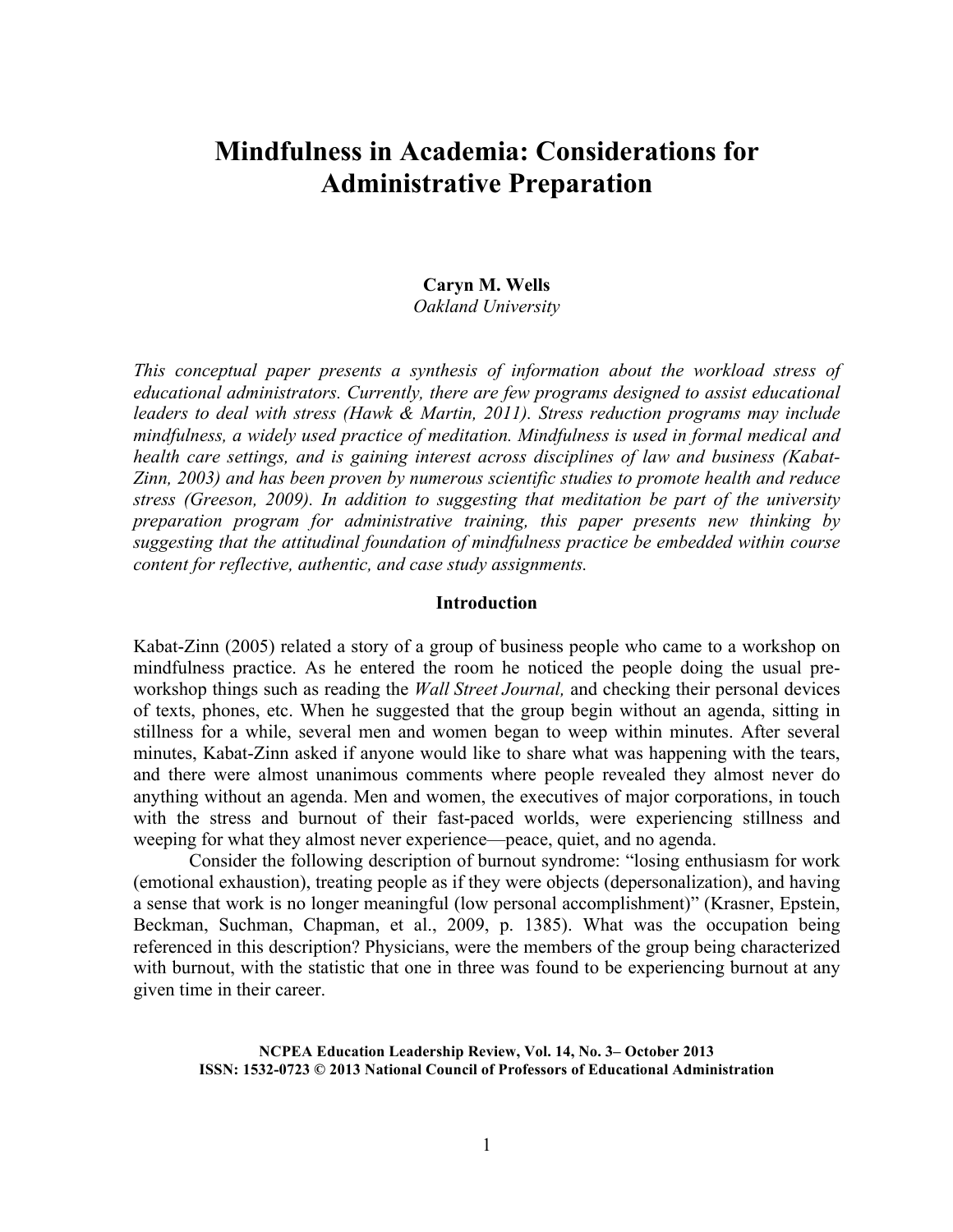# Mindfulness in Academia: Considerations for Administrative Preparation

**Caryn M. Wells**
*Oakland University*

*This conceptual paper presents a synthesis of information about the workload stress of educational administrators. Currently, there are few programs designed to assist educational leaders to deal with stress (Hawk & Martin, 2011). Stress reduction programs may include mindfulness, a widely used practice of meditation. Mindfulness is used in formal medical and health care settings, and is gaining interest across disciplines of law and business (Kabat-Zinn, 2003) and has been proven by numerous scientific studies to promote health and reduce stress (Greeson, 2009). In addition to suggesting that meditation be part of the university preparation program for administrative training, this paper presents new thinking by suggesting that the attitudinal foundation of mindfulness practice be embedded within course content for reflective, authentic, and case study assignments.*

## Introduction

Kabat-Zinn (2005) related a story of a group of business people who came to a workshop on mindfulness practice. As he entered the room he noticed the people doing the usual pre-workshop things such as reading the *Wall Street Journal,* and checking their personal devices of texts, phones, etc. When he suggested that the group begin without an agenda, sitting in stillness for a while, several men and women began to weep within minutes. After several minutes, Kabat-Zinn asked if anyone would like to share what was happening with the tears, and there were almost unanimous comments where people revealed they almost never do anything without an agenda. Men and women, the executives of major corporations, in touch with the stress and burnout of their fast-paced worlds, were experiencing stillness and weeping for what they almost never experience—peace, quiet, and no agenda.

Consider the following description of burnout syndrome: "losing enthusiasm for work (emotional exhaustion), treating people as if they were objects (depersonalization), and having a sense that work is no longer meaningful (low personal accomplishment)" (Krasner, Epstein, Beckman, Suchman, Chapman, et al., 2009, p. 1385). What was the occupation being referenced in this description? Physicians, were the members of the group being characterized with burnout, with the statistic that one in three was found to be experiencing burnout at any given time in their career.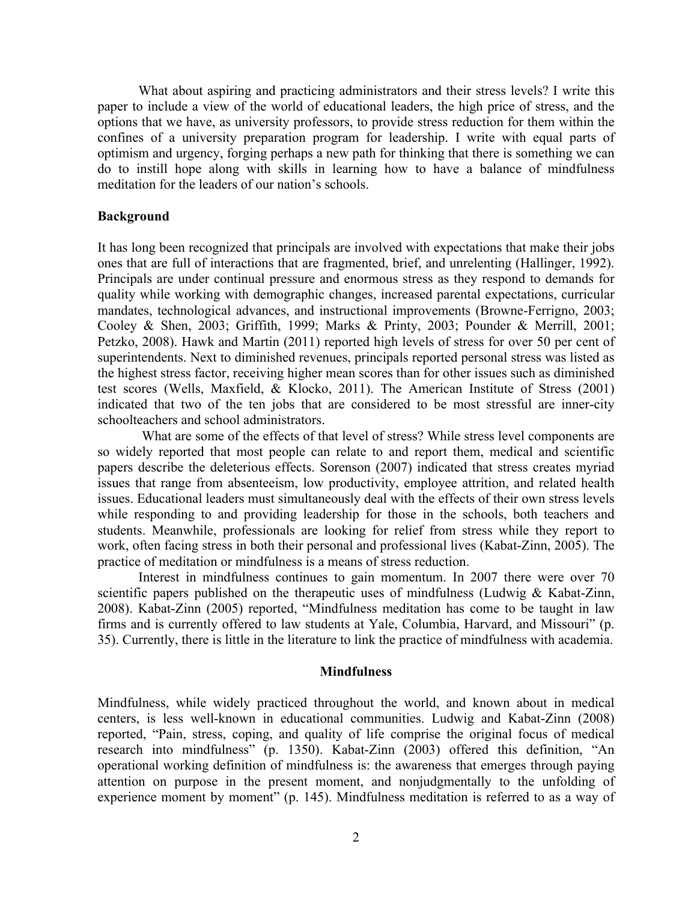What about aspiring and practicing administrators and their stress levels? I write this paper to include a view of the world of educational leaders, the high price of stress, and the options that we have, as university professors, to provide stress reduction for them within the confines of a university preparation program for leadership. I write with equal parts of optimism and urgency, forging perhaps a new path for thinking that there is something we can do to instill hope along with skills in learning how to have a balance of mindfulness meditation for the leaders of our nation's schools.

**Background**

It has long been recognized that principals are involved with expectations that make their jobs ones that are full of interactions that are fragmented, brief, and unrelenting (Hallinger, 1992). Principals are under continual pressure and enormous stress as they respond to demands for quality while working with demographic changes, increased parental expectations, curricular mandates, technological advances, and instructional improvements (Browne-Ferrigno, 2003; Cooley & Shen, 2003; Griffith, 1999; Marks & Printy, 2003; Pounder & Merrill, 2001; Petzko, 2008). Hawk and Martin (2011) reported high levels of stress for over 50 per cent of superintendents. Next to diminished revenues, principals reported personal stress was listed as the highest stress factor, receiving higher mean scores than for other issues such as diminished test scores (Wells, Maxfield, & Klocko, 2011). The American Institute of Stress (2001) indicated that two of the ten jobs that are considered to be most stressful are inner-city schoolteachers and school administrators.

What are some of the effects of that level of stress? While stress level components are so widely reported that most people can relate to and report them, medical and scientific papers describe the deleterious effects. Sorenson (2007) indicated that stress creates myriad issues that range from absenteeism, low productivity, employee attrition, and related health issues. Educational leaders must simultaneously deal with the effects of their own stress levels while responding to and providing leadership for those in the schools, both teachers and students. Meanwhile, professionals are looking for relief from stress while they report to work, often facing stress in both their personal and professional lives (Kabat-Zinn, 2005). The practice of meditation or mindfulness is a means of stress reduction.

Interest in mindfulness continues to gain momentum. In 2007 there were over 70 scientific papers published on the therapeutic uses of mindfulness (Ludwig & Kabat-Zinn, 2008). Kabat-Zinn (2005) reported, "Mindfulness meditation has come to be taught in law firms and is currently offered to law students at Yale, Columbia, Harvard, and Missouri" (p. 35). Currently, there is little in the literature to link the practice of mindfulness with academia.

**Mindfulness**

Mindfulness, while widely practiced throughout the world, and known about in medical centers, is less well-known in educational communities. Ludwig and Kabat-Zinn (2008) reported, "Pain, stress, coping, and quality of life comprise the original focus of medical research into mindfulness" (p. 1350). Kabat-Zinn (2003) offered this definition, "An operational working definition of mindfulness is: the awareness that emerges through paying attention on purpose in the present moment, and nonjudgmentally to the unfolding of experience moment by moment" (p. 145). Mindfulness meditation is referred to as a way of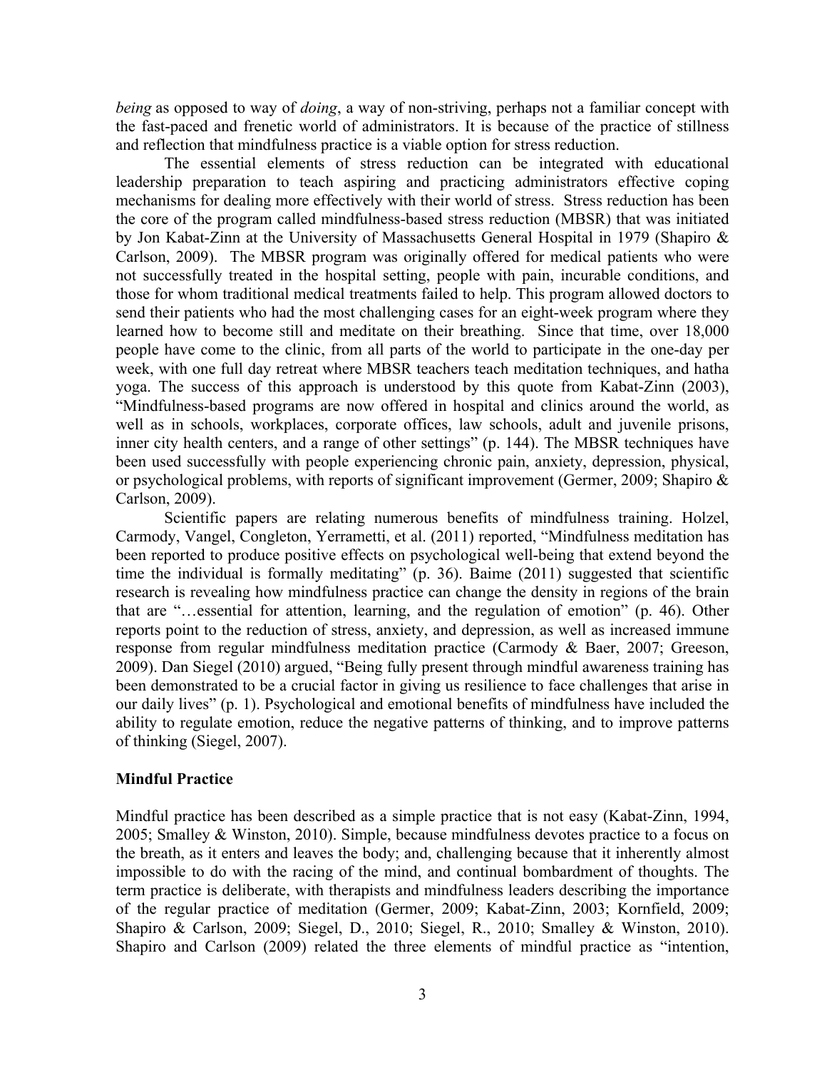*being* as opposed to way of *doing*, a way of non-striving, perhaps not a familiar concept with the fast-paced and frenetic world of administrators. It is because of the practice of stillness and reflection that mindfulness practice is a viable option for stress reduction.

The essential elements of stress reduction can be integrated with educational leadership preparation to teach aspiring and practicing administrators effective coping mechanisms for dealing more effectively with their world of stress. Stress reduction has been the core of the program called mindfulness-based stress reduction (MBSR) that was initiated by Jon Kabat-Zinn at the University of Massachusetts General Hospital in 1979 (Shapiro & Carlson, 2009). The MBSR program was originally offered for medical patients who were not successfully treated in the hospital setting, people with pain, incurable conditions, and those for whom traditional medical treatments failed to help. This program allowed doctors to send their patients who had the most challenging cases for an eight-week program where they learned how to become still and meditate on their breathing. Since that time, over 18,000 people have come to the clinic, from all parts of the world to participate in the one-day per week, with one full day retreat where MBSR teachers teach meditation techniques, and hatha yoga. The success of this approach is understood by this quote from Kabat-Zinn (2003), "Mindfulness-based programs are now offered in hospital and clinics around the world, as well as in schools, workplaces, corporate offices, law schools, adult and juvenile prisons, inner city health centers, and a range of other settings" (p. 144). The MBSR techniques have been used successfully with people experiencing chronic pain, anxiety, depression, physical, or psychological problems, with reports of significant improvement (Germer, 2009; Shapiro & Carlson, 2009).

Scientific papers are relating numerous benefits of mindfulness training. Holzel, Carmody, Vangel, Congleton, Yerrametti, et al. (2011) reported, "Mindfulness meditation has been reported to produce positive effects on psychological well-being that extend beyond the time the individual is formally meditating" (p. 36). Baime (2011) suggested that scientific research is revealing how mindfulness practice can change the density in regions of the brain that are "…essential for attention, learning, and the regulation of emotion" (p. 46). Other reports point to the reduction of stress, anxiety, and depression, as well as increased immune response from regular mindfulness meditation practice (Carmody & Baer, 2007; Greeson, 2009). Dan Siegel (2010) argued, "Being fully present through mindful awareness training has been demonstrated to be a crucial factor in giving us resilience to face challenges that arise in our daily lives" (p. 1). Psychological and emotional benefits of mindfulness have included the ability to regulate emotion, reduce the negative patterns of thinking, and to improve patterns of thinking (Siegel, 2007).

**Mindful Practice**

Mindful practice has been described as a simple practice that is not easy (Kabat-Zinn, 1994, 2005; Smalley & Winston, 2010). Simple, because mindfulness devotes practice to a focus on the breath, as it enters and leaves the body; and, challenging because that it inherently almost impossible to do with the racing of the mind, and continual bombardment of thoughts. The term practice is deliberate, with therapists and mindfulness leaders describing the importance of the regular practice of meditation (Germer, 2009; Kabat-Zinn, 2003; Kornfield, 2009; Shapiro & Carlson, 2009; Siegel, D., 2010; Siegel, R., 2010; Smalley & Winston, 2010). Shapiro and Carlson (2009) related the three elements of mindful practice as "intention,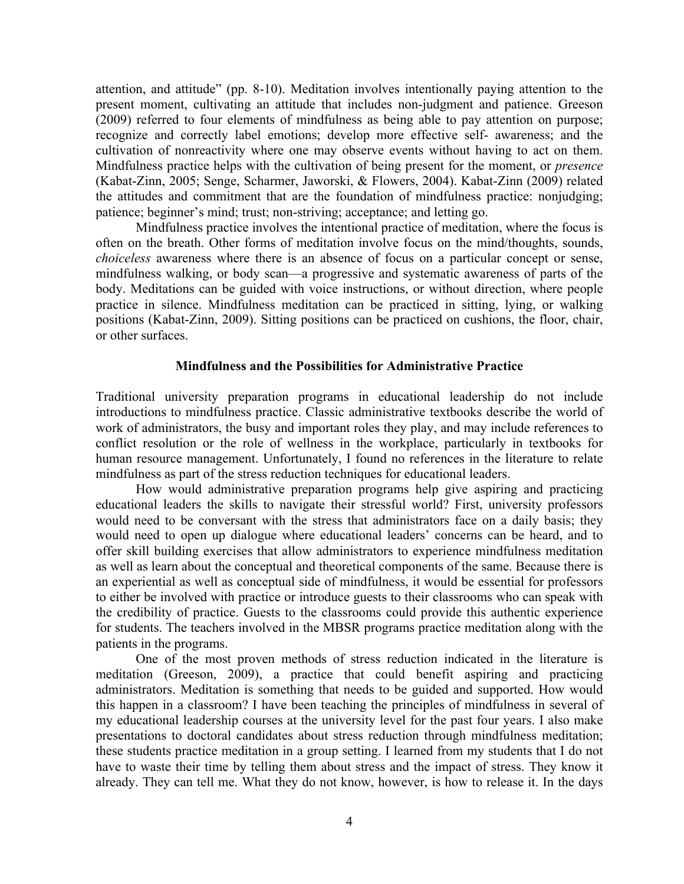attention, and attitude" (pp. 8-10). Meditation involves intentionally paying attention to the present moment, cultivating an attitude that includes non-judgment and patience. Greeson (2009) referred to four elements of mindfulness as being able to pay attention on purpose; recognize and correctly label emotions; develop more effective self- awareness; and the cultivation of nonreactivity where one may observe events without having to act on them. Mindfulness practice helps with the cultivation of being present for the moment, or *presence* (Kabat-Zinn, 2005; Senge, Scharmer, Jaworski, & Flowers, 2004). Kabat-Zinn (2009) related the attitudes and commitment that are the foundation of mindfulness practice: nonjudging; patience; beginner's mind; trust; non-striving; acceptance; and letting go.

Mindfulness practice involves the intentional practice of meditation, where the focus is often on the breath. Other forms of meditation involve focus on the mind/thoughts, sounds, *choiceless* awareness where there is an absence of focus on a particular concept or sense, mindfulness walking, or body scan—a progressive and systematic awareness of parts of the body. Meditations can be guided with voice instructions, or without direction, where people practice in silence. Mindfulness meditation can be practiced in sitting, lying, or walking positions (Kabat-Zinn, 2009). Sitting positions can be practiced on cushions, the floor, chair, or other surfaces.

## Mindfulness and the Possibilities for Administrative Practice

Traditional university preparation programs in educational leadership do not include introductions to mindfulness practice. Classic administrative textbooks describe the world of work of administrators, the busy and important roles they play, and may include references to conflict resolution or the role of wellness in the workplace, particularly in textbooks for human resource management. Unfortunately, I found no references in the literature to relate mindfulness as part of the stress reduction techniques for educational leaders.

How would administrative preparation programs help give aspiring and practicing educational leaders the skills to navigate their stressful world? First, university professors would need to be conversant with the stress that administrators face on a daily basis; they would need to open up dialogue where educational leaders' concerns can be heard, and to offer skill building exercises that allow administrators to experience mindfulness meditation as well as learn about the conceptual and theoretical components of the same. Because there is an experiential as well as conceptual side of mindfulness, it would be essential for professors to either be involved with practice or introduce guests to their classrooms who can speak with the credibility of practice. Guests to the classrooms could provide this authentic experience for students. The teachers involved in the MBSR programs practice meditation along with the patients in the programs.

One of the most proven methods of stress reduction indicated in the literature is meditation (Greeson, 2009), a practice that could benefit aspiring and practicing administrators. Meditation is something that needs to be guided and supported. How would this happen in a classroom? I have been teaching the principles of mindfulness in several of my educational leadership courses at the university level for the past four years. I also make presentations to doctoral candidates about stress reduction through mindfulness meditation; these students practice meditation in a group setting. I learned from my students that I do not have to waste their time by telling them about stress and the impact of stress. They know it already. They can tell me. What they do not know, however, is how to release it. In the days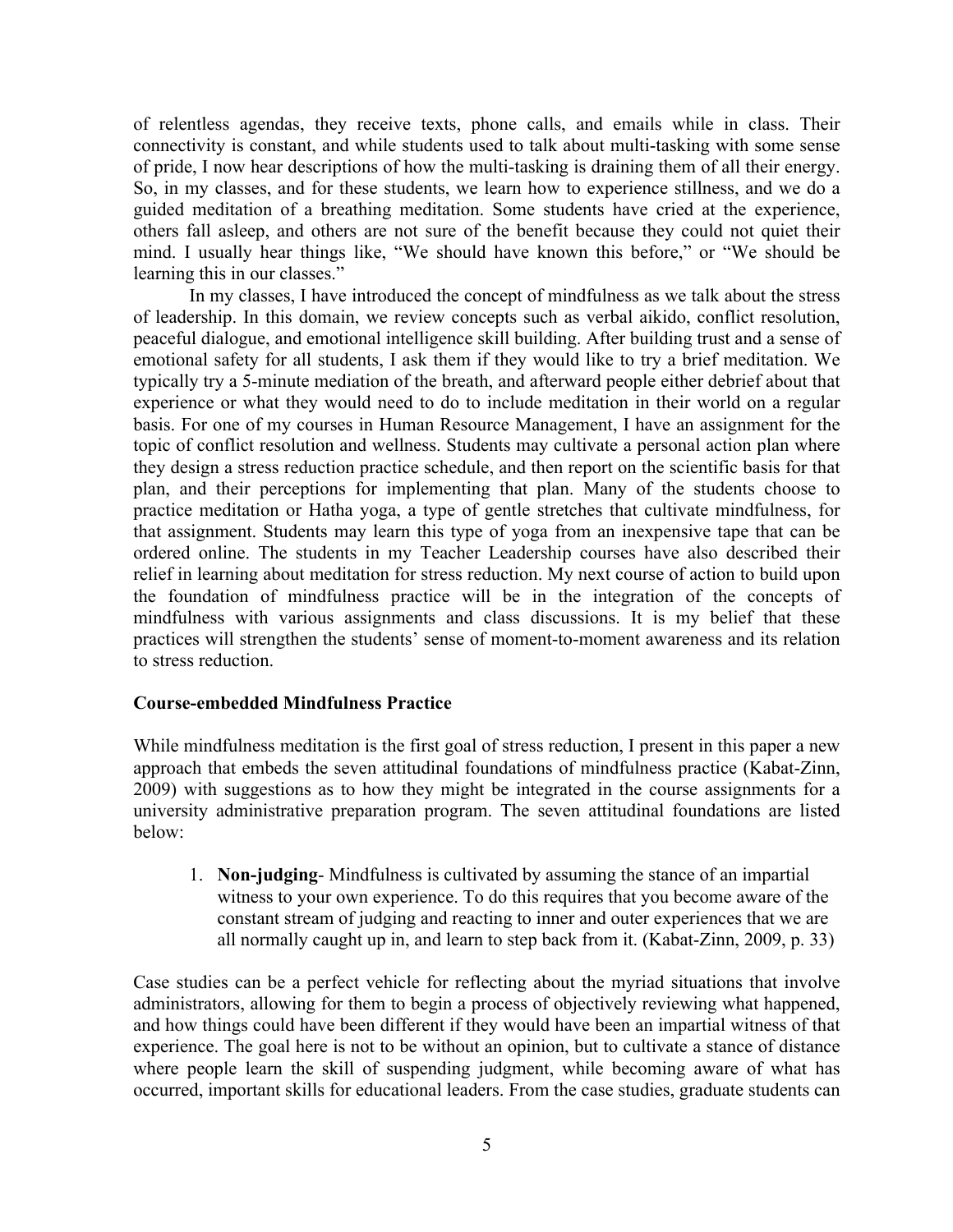of relentless agendas, they receive texts, phone calls, and emails while in class. Their connectivity is constant, and while students used to talk about multi-tasking with some sense of pride, I now hear descriptions of how the multi-tasking is draining them of all their energy. So, in my classes, and for these students, we learn how to experience stillness, and we do a guided meditation of a breathing meditation. Some students have cried at the experience, others fall asleep, and others are not sure of the benefit because they could not quiet their mind. I usually hear things like, "We should have known this before," or "We should be learning this in our classes."

In my classes, I have introduced the concept of mindfulness as we talk about the stress of leadership. In this domain, we review concepts such as verbal aikido, conflict resolution, peaceful dialogue, and emotional intelligence skill building. After building trust and a sense of emotional safety for all students, I ask them if they would like to try a brief meditation. We typically try a 5-minute mediation of the breath, and afterward people either debrief about that experience or what they would need to do to include meditation in their world on a regular basis. For one of my courses in Human Resource Management, I have an assignment for the topic of conflict resolution and wellness. Students may cultivate a personal action plan where they design a stress reduction practice schedule, and then report on the scientific basis for that plan, and their perceptions for implementing that plan. Many of the students choose to practice meditation or Hatha yoga, a type of gentle stretches that cultivate mindfulness, for that assignment. Students may learn this type of yoga from an inexpensive tape that can be ordered online. The students in my Teacher Leadership courses have also described their relief in learning about meditation for stress reduction. My next course of action to build upon the foundation of mindfulness practice will be in the integration of the concepts of mindfulness with various assignments and class discussions. It is my belief that these practices will strengthen the students' sense of moment-to-moment awareness and its relation to stress reduction.

**Course-embedded Mindfulness Practice**

While mindfulness meditation is the first goal of stress reduction, I present in this paper a new approach that embeds the seven attitudinal foundations of mindfulness practice (Kabat-Zinn, 2009) with suggestions as to how they might be integrated in the course assignments for a university administrative preparation program. The seven attitudinal foundations are listed below:

1. **Non-judging**- Mindfulness is cultivated by assuming the stance of an impartial witness to your own experience. To do this requires that you become aware of the constant stream of judging and reacting to inner and outer experiences that we are all normally caught up in, and learn to step back from it. (Kabat-Zinn, 2009, p. 33)

Case studies can be a perfect vehicle for reflecting about the myriad situations that involve administrators, allowing for them to begin a process of objectively reviewing what happened, and how things could have been different if they would have been an impartial witness of that experience. The goal here is not to be without an opinion, but to cultivate a stance of distance where people learn the skill of suspending judgment, while becoming aware of what has occurred, important skills for educational leaders. From the case studies, graduate students can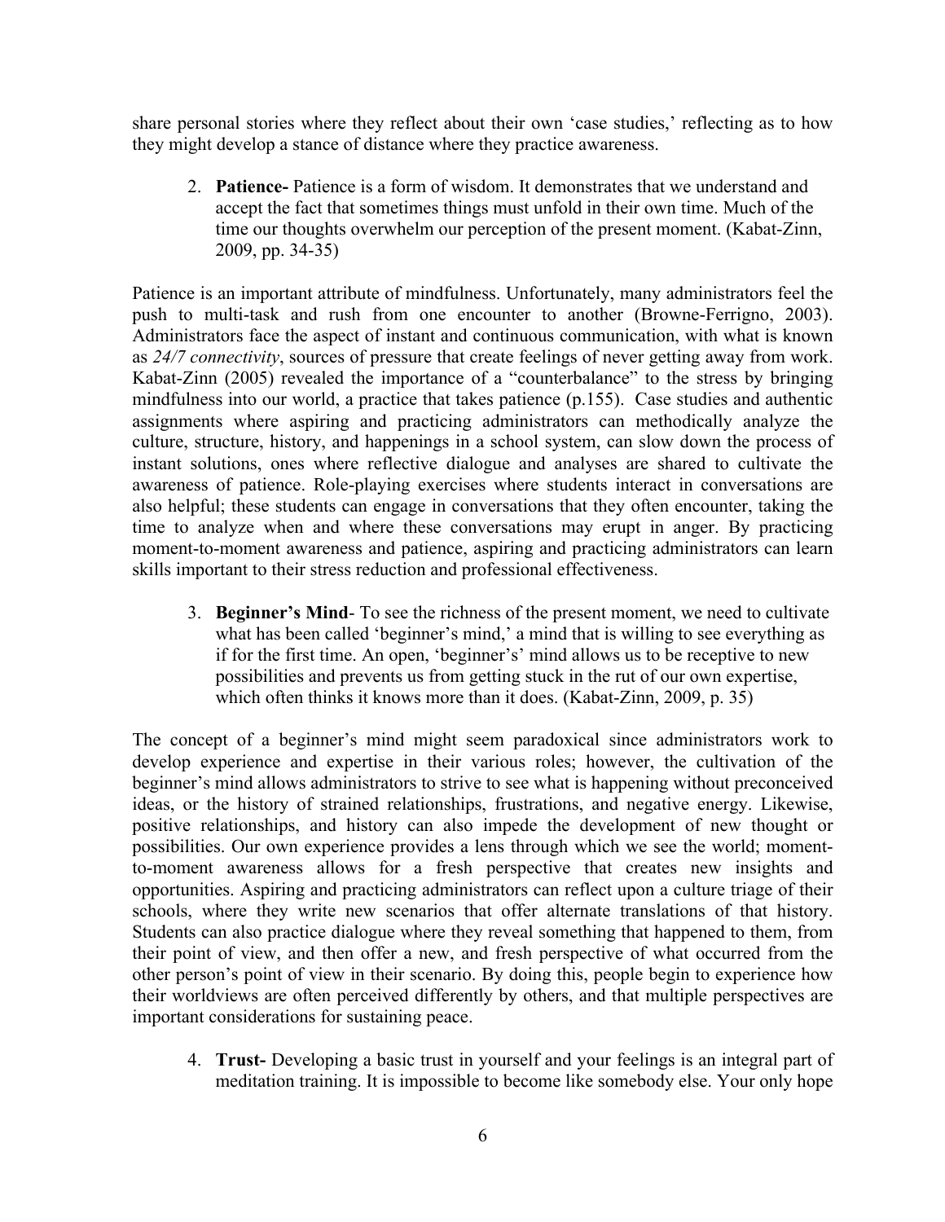share personal stories where they reflect about their own 'case studies,' reflecting as to how they might develop a stance of distance where they practice awareness.

2. **Patience-** Patience is a form of wisdom. It demonstrates that we understand and accept the fact that sometimes things must unfold in their own time. Much of the time our thoughts overwhelm our perception of the present moment. (Kabat-Zinn, 2009, pp. 34-35)

Patience is an important attribute of mindfulness. Unfortunately, many administrators feel the push to multi-task and rush from one encounter to another (Browne-Ferrigno, 2003). Administrators face the aspect of instant and continuous communication, with what is known as *24/7 connectivity*, sources of pressure that create feelings of never getting away from work. Kabat-Zinn (2005) revealed the importance of a "counterbalance" to the stress by bringing mindfulness into our world, a practice that takes patience (p.155). Case studies and authentic assignments where aspiring and practicing administrators can methodically analyze the culture, structure, history, and happenings in a school system, can slow down the process of instant solutions, ones where reflective dialogue and analyses are shared to cultivate the awareness of patience. Role-playing exercises where students interact in conversations are also helpful; these students can engage in conversations that they often encounter, taking the time to analyze when and where these conversations may erupt in anger. By practicing moment-to-moment awareness and patience, aspiring and practicing administrators can learn skills important to their stress reduction and professional effectiveness.

3. **Beginner's Mind**- To see the richness of the present moment, we need to cultivate what has been called 'beginner's mind,' a mind that is willing to see everything as if for the first time. An open, 'beginner's' mind allows us to be receptive to new possibilities and prevents us from getting stuck in the rut of our own expertise, which often thinks it knows more than it does. (Kabat-Zinn, 2009, p. 35)

The concept of a beginner's mind might seem paradoxical since administrators work to develop experience and expertise in their various roles; however, the cultivation of the beginner's mind allows administrators to strive to see what is happening without preconceived ideas, or the history of strained relationships, frustrations, and negative energy. Likewise, positive relationships, and history can also impede the development of new thought or possibilities. Our own experience provides a lens through which we see the world; moment-to-moment awareness allows for a fresh perspective that creates new insights and opportunities. Aspiring and practicing administrators can reflect upon a culture triage of their schools, where they write new scenarios that offer alternate translations of that history. Students can also practice dialogue where they reveal something that happened to them, from their point of view, and then offer a new, and fresh perspective of what occurred from the other person's point of view in their scenario. By doing this, people begin to experience how their worldviews are often perceived differently by others, and that multiple perspectives are important considerations for sustaining peace.

4. **Trust-** Developing a basic trust in yourself and your feelings is an integral part of meditation training. It is impossible to become like somebody else. Your only hope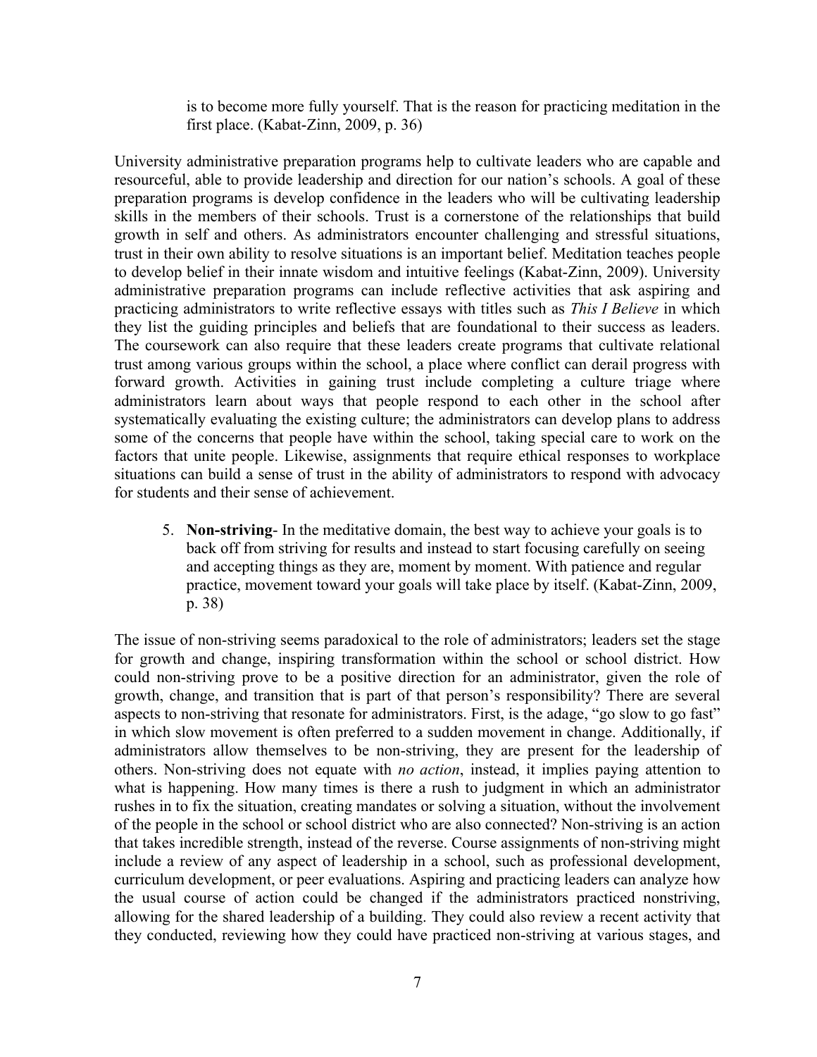> is to become more fully yourself. That is the reason for practicing meditation in the first place. (Kabat-Zinn, 2009, p. 36)

University administrative preparation programs help to cultivate leaders who are capable and resourceful, able to provide leadership and direction for our nation's schools. A goal of these preparation programs is develop confidence in the leaders who will be cultivating leadership skills in the members of their schools. Trust is a cornerstone of the relationships that build growth in self and others. As administrators encounter challenging and stressful situations, trust in their own ability to resolve situations is an important belief. Meditation teaches people to develop belief in their innate wisdom and intuitive feelings (Kabat-Zinn, 2009). University administrative preparation programs can include reflective activities that ask aspiring and practicing administrators to write reflective essays with titles such as *This I Believe* in which they list the guiding principles and beliefs that are foundational to their success as leaders. The coursework can also require that these leaders create programs that cultivate relational trust among various groups within the school, a place where conflict can derail progress with forward growth. Activities in gaining trust include completing a culture triage where administrators learn about ways that people respond to each other in the school after systematically evaluating the existing culture; the administrators can develop plans to address some of the concerns that people have within the school, taking special care to work on the factors that unite people. Likewise, assignments that require ethical responses to workplace situations can build a sense of trust in the ability of administrators to respond with advocacy for students and their sense of achievement.

5. **Non-striving**- In the meditative domain, the best way to achieve your goals is to back off from striving for results and instead to start focusing carefully on seeing and accepting things as they are, moment by moment. With patience and regular practice, movement toward your goals will take place by itself. (Kabat-Zinn, 2009, p. 38)

The issue of non-striving seems paradoxical to the role of administrators; leaders set the stage for growth and change, inspiring transformation within the school or school district. How could non-striving prove to be a positive direction for an administrator, given the role of growth, change, and transition that is part of that person's responsibility? There are several aspects to non-striving that resonate for administrators. First, is the adage, "go slow to go fast" in which slow movement is often preferred to a sudden movement in change. Additionally, if administrators allow themselves to be non-striving, they are present for the leadership of others. Non-striving does not equate with *no action*, instead, it implies paying attention to what is happening. How many times is there a rush to judgment in which an administrator rushes in to fix the situation, creating mandates or solving a situation, without the involvement of the people in the school or school district who are also connected? Non-striving is an action that takes incredible strength, instead of the reverse. Course assignments of non-striving might include a review of any aspect of leadership in a school, such as professional development, curriculum development, or peer evaluations. Aspiring and practicing leaders can analyze how the usual course of action could be changed if the administrators practiced nonstriving, allowing for the shared leadership of a building. They could also review a recent activity that they conducted, reviewing how they could have practiced non-striving at various stages, and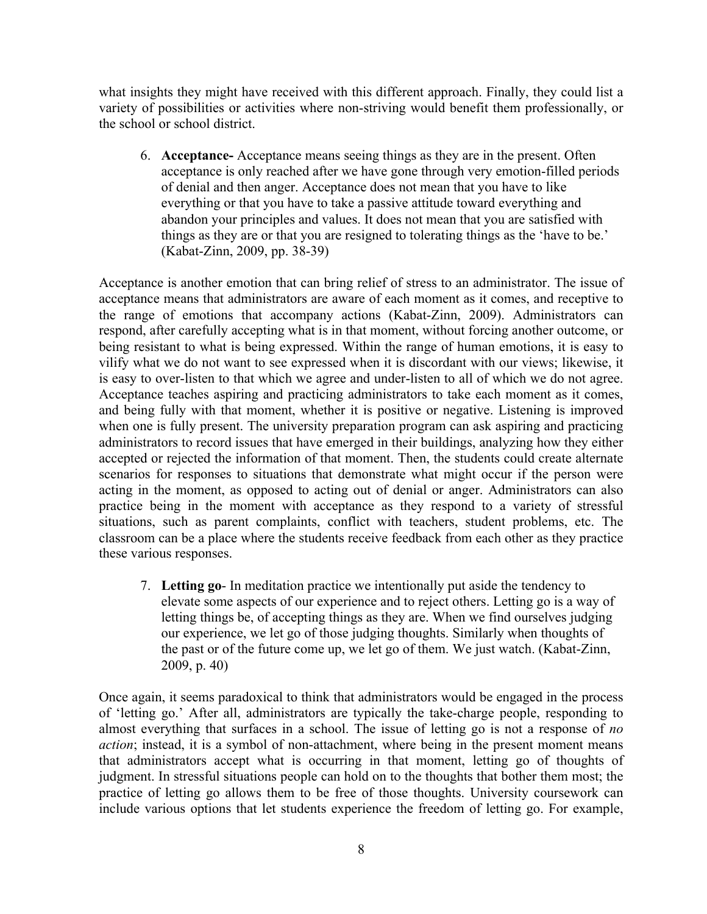what insights they might have received with this different approach. Finally, they could list a variety of possibilities or activities where non-striving would benefit them professionally, or the school or school district.

6. **Acceptance-** Acceptance means seeing things as they are in the present. Often acceptance is only reached after we have gone through very emotion-filled periods of denial and then anger. Acceptance does not mean that you have to like everything or that you have to take a passive attitude toward everything and abandon your principles and values. It does not mean that you are satisfied with things as they are or that you are resigned to tolerating things as the 'have to be.' (Kabat-Zinn, 2009, pp. 38-39)

Acceptance is another emotion that can bring relief of stress to an administrator. The issue of acceptance means that administrators are aware of each moment as it comes, and receptive to the range of emotions that accompany actions (Kabat-Zinn, 2009). Administrators can respond, after carefully accepting what is in that moment, without forcing another outcome, or being resistant to what is being expressed. Within the range of human emotions, it is easy to vilify what we do not want to see expressed when it is discordant with our views; likewise, it is easy to over-listen to that which we agree and under-listen to all of which we do not agree. Acceptance teaches aspiring and practicing administrators to take each moment as it comes, and being fully with that moment, whether it is positive or negative. Listening is improved when one is fully present. The university preparation program can ask aspiring and practicing administrators to record issues that have emerged in their buildings, analyzing how they either accepted or rejected the information of that moment. Then, the students could create alternate scenarios for responses to situations that demonstrate what might occur if the person were acting in the moment, as opposed to acting out of denial or anger. Administrators can also practice being in the moment with acceptance as they respond to a variety of stressful situations, such as parent complaints, conflict with teachers, student problems, etc. The classroom can be a place where the students receive feedback from each other as they practice these various responses.

7. **Letting go**- In meditation practice we intentionally put aside the tendency to elevate some aspects of our experience and to reject others. Letting go is a way of letting things be, of accepting things as they are. When we find ourselves judging our experience, we let go of those judging thoughts. Similarly when thoughts of the past or of the future come up, we let go of them. We just watch. (Kabat-Zinn, 2009, p. 40)

Once again, it seems paradoxical to think that administrators would be engaged in the process of 'letting go.' After all, administrators are typically the take-charge people, responding to almost everything that surfaces in a school. The issue of letting go is not a response of *no action*; instead, it is a symbol of non-attachment, where being in the present moment means that administrators accept what is occurring in that moment, letting go of thoughts of judgment. In stressful situations people can hold on to the thoughts that bother them most; the practice of letting go allows them to be free of those thoughts. University coursework can include various options that let students experience the freedom of letting go. For example,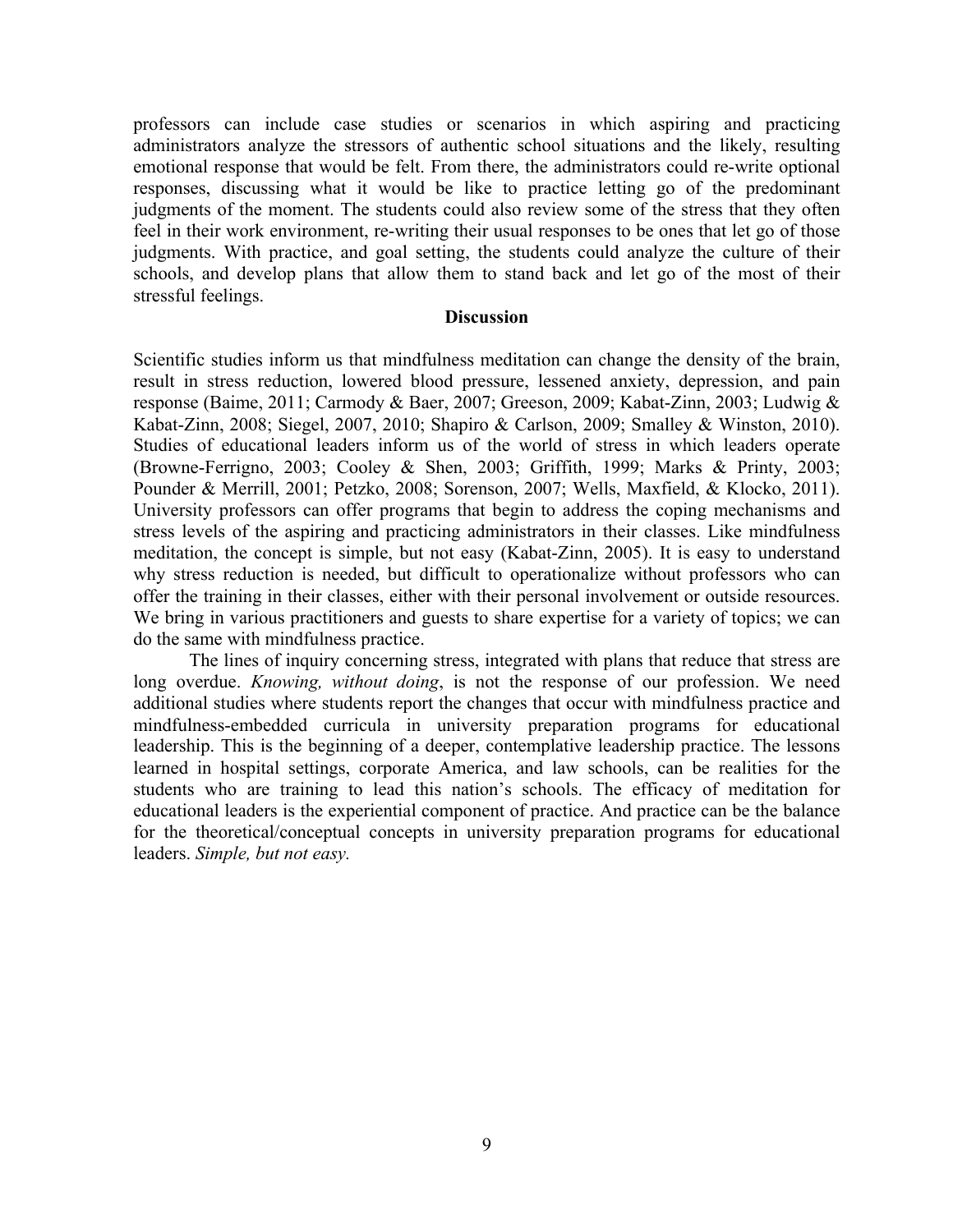professors can include case studies or scenarios in which aspiring and practicing administrators analyze the stressors of authentic school situations and the likely, resulting emotional response that would be felt. From there, the administrators could re-write optional responses, discussing what it would be like to practice letting go of the predominant judgments of the moment. The students could also review some of the stress that they often feel in their work environment, re-writing their usual responses to be ones that let go of those judgments. With practice, and goal setting, the students could analyze the culture of their schools, and develop plans that allow them to stand back and let go of the most of their stressful feelings.

## Discussion

Scientific studies inform us that mindfulness meditation can change the density of the brain, result in stress reduction, lowered blood pressure, lessened anxiety, depression, and pain response (Baime, 2011; Carmody & Baer, 2007; Greeson, 2009; Kabat-Zinn, 2003; Ludwig & Kabat-Zinn, 2008; Siegel, 2007, 2010; Shapiro & Carlson, 2009; Smalley & Winston, 2010). Studies of educational leaders inform us of the world of stress in which leaders operate (Browne-Ferrigno, 2003; Cooley & Shen, 2003; Griffith, 1999; Marks & Printy, 2003; Pounder & Merrill, 2001; Petzko, 2008; Sorenson, 2007; Wells, Maxfield, & Klocko, 2011). University professors can offer programs that begin to address the coping mechanisms and stress levels of the aspiring and practicing administrators in their classes. Like mindfulness meditation, the concept is simple, but not easy (Kabat-Zinn, 2005). It is easy to understand why stress reduction is needed, but difficult to operationalize without professors who can offer the training in their classes, either with their personal involvement or outside resources. We bring in various practitioners and guests to share expertise for a variety of topics; we can do the same with mindfulness practice.

The lines of inquiry concerning stress, integrated with plans that reduce that stress are long overdue. *Knowing, without doing*, is not the response of our profession. We need additional studies where students report the changes that occur with mindfulness practice and mindfulness-embedded curricula in university preparation programs for educational leadership. This is the beginning of a deeper, contemplative leadership practice. The lessons learned in hospital settings, corporate America, and law schools, can be realities for the students who are training to lead this nation's schools. The efficacy of meditation for educational leaders is the experiential component of practice. And practice can be the balance for the theoretical/conceptual concepts in university preparation programs for educational leaders. *Simple, but not easy.*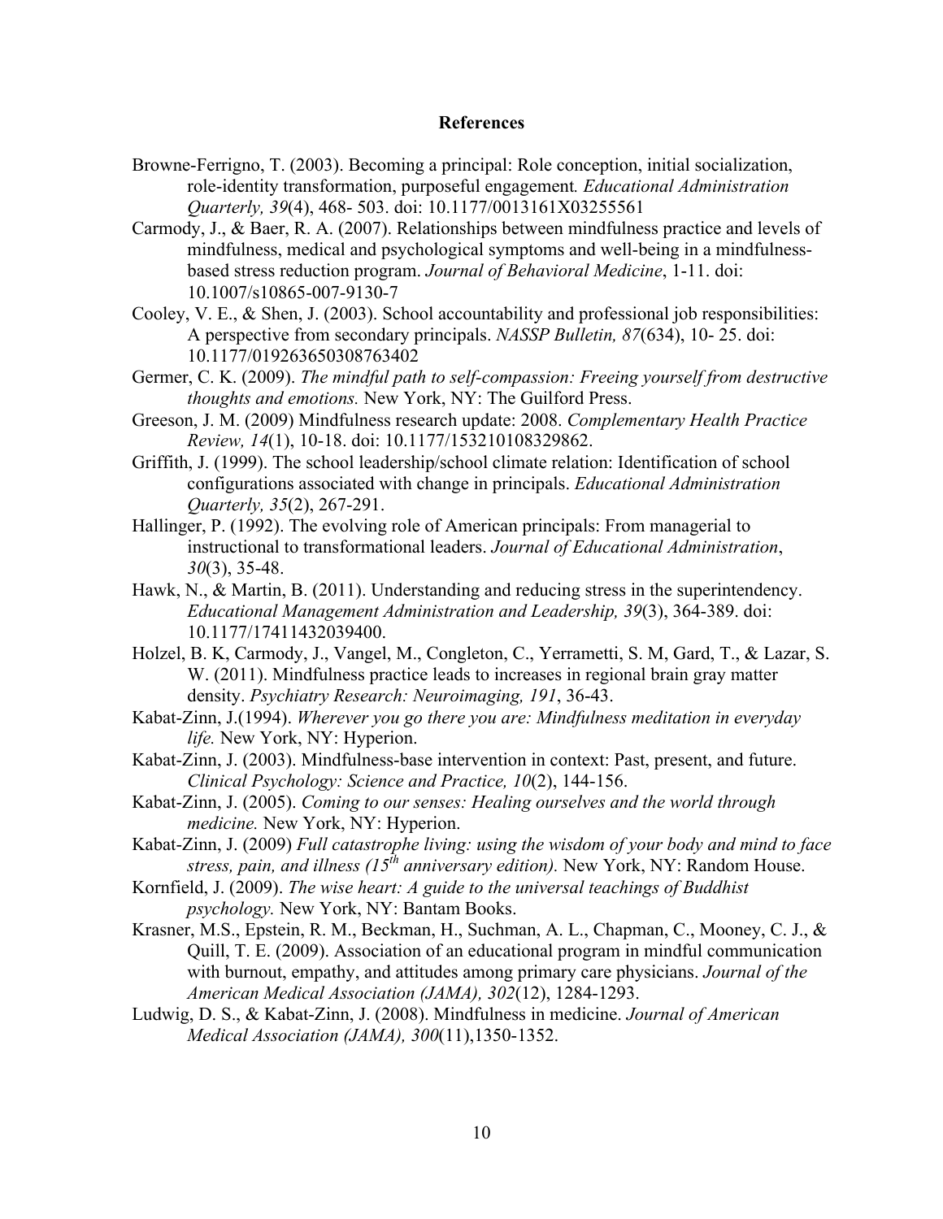# References

Browne-Ferrigno, T. (2003). Becoming a principal: Role conception, initial socialization, role-identity transformation, purposeful engagement*. Educational Administration Quarterly, 39*(4), 468- 503. doi: 10.1177/0013161X03255561

Carmody, J., & Baer, R. A. (2007). Relationships between mindfulness practice and levels of mindfulness, medical and psychological symptoms and well-being in a mindfulness-based stress reduction program. *Journal of Behavioral Medicine*, 1-11. doi: 10.1007/s10865-007-9130-7

Cooley, V. E., & Shen, J. (2003). School accountability and professional job responsibilities: A perspective from secondary principals. *NASSP Bulletin, 87*(634), 10- 25. doi: 10.1177/019263650308763402

Germer, C. K. (2009). *The mindful path to self-compassion: Freeing yourself from destructive thoughts and emotions.* New York, NY: The Guilford Press.

Greeson, J. M. (2009) Mindfulness research update: 2008. *Complementary Health Practice Review, 14*(1), 10-18. doi: 10.1177/153210108329862.

Griffith, J. (1999). The school leadership/school climate relation: Identification of school configurations associated with change in principals. *Educational Administration Quarterly, 35*(2), 267-291.

Hallinger, P. (1992). The evolving role of American principals: From managerial to instructional to transformational leaders. *Journal of Educational Administration*, *30*(3), 35-48.

Hawk, N., & Martin, B. (2011). Understanding and reducing stress in the superintendency. *Educational Management Administration and Leadership, 39*(3), 364-389. doi: 10.1177/17411432039400.

Holzel, B. K, Carmody, J., Vangel, M., Congleton, C., Yerrametti, S. M, Gard, T., & Lazar, S. W. (2011). Mindfulness practice leads to increases in regional brain gray matter density. *Psychiatry Research: Neuroimaging, 191*, 36-43.

Kabat-Zinn, J.(1994). *Wherever you go there you are: Mindfulness meditation in everyday life.* New York, NY: Hyperion.

Kabat-Zinn, J. (2003). Mindfulness-base intervention in context: Past, present, and future. *Clinical Psychology: Science and Practice, 10*(2), 144-156.

Kabat-Zinn, J. (2005). *Coming to our senses: Healing ourselves and the world through medicine.* New York, NY: Hyperion.

Kabat-Zinn, J. (2009) *Full catastrophe living: using the wisdom of your body and mind to face stress, pain, and illness (15th anniversary edition).* New York, NY: Random House.

Kornfield, J. (2009). *The wise heart: A guide to the universal teachings of Buddhist psychology.* New York, NY: Bantam Books.

Krasner, M.S., Epstein, R. M., Beckman, H., Suchman, A. L., Chapman, C., Mooney, C. J., & Quill, T. E. (2009). Association of an educational program in mindful communication with burnout, empathy, and attitudes among primary care physicians. *Journal of the American Medical Association (JAMA), 302*(12), 1284-1293.

Ludwig, D. S., & Kabat-Zinn, J. (2008). Mindfulness in medicine. *Journal of American Medical Association (JAMA), 300*(11),1350-1352.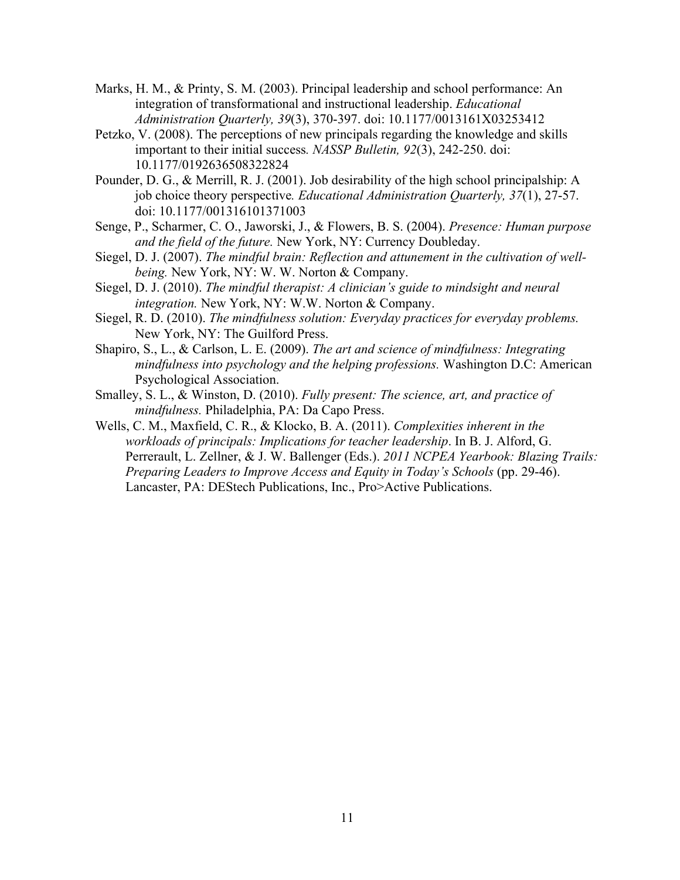Marks, H. M., & Printy, S. M. (2003). Principal leadership and school performance: An integration of transformational and instructional leadership. *Educational Administration Quarterly, 39*(3), 370-397. doi: 10.1177/0013161X03253412

Petzko, V. (2008). The perceptions of new principals regarding the knowledge and skills important to their initial success*. NASSP Bulletin, 92*(3), 242-250. doi: 10.1177/0192636508322824

Pounder, D. G., & Merrill, R. J. (2001). Job desirability of the high school principalship: A job choice theory perspective*. Educational Administration Quarterly, 37*(1), 27-57. doi: 10.1177/001316101371003

Senge, P., Scharmer, C. O., Jaworski, J., & Flowers, B. S. (2004). *Presence: Human purpose and the field of the future.* New York, NY: Currency Doubleday.

Siegel, D. J. (2007). *The mindful brain: Reflection and attunement in the cultivation of well-being.* New York, NY: W. W. Norton & Company.

Siegel, D. J. (2010). *The mindful therapist: A clinician's guide to mindsight and neural integration.* New York, NY: W.W. Norton & Company.

Siegel, R. D. (2010). *The mindfulness solution: Everyday practices for everyday problems.* New York, NY: The Guilford Press.

Shapiro, S., L., & Carlson, L. E. (2009). *The art and science of mindfulness: Integrating mindfulness into psychology and the helping professions.* Washington D.C: American Psychological Association.

Smalley, S. L., & Winston, D. (2010). *Fully present: The science, art, and practice of mindfulness.* Philadelphia, PA: Da Capo Press.

Wells, C. M., Maxfield, C. R., & Klocko, B. A. (2011). *Complexities inherent in the workloads of principals: Implications for teacher leadership*. In B. J. Alford, G. Perrerault, L. Zellner, & J. W. Ballenger (Eds.). *2011 NCPEA Yearbook: Blazing Trails: Preparing Leaders to Improve Access and Equity in Today's Schools* (pp. 29-46). Lancaster, PA: DEStech Publications, Inc., Pro>Active Publications.